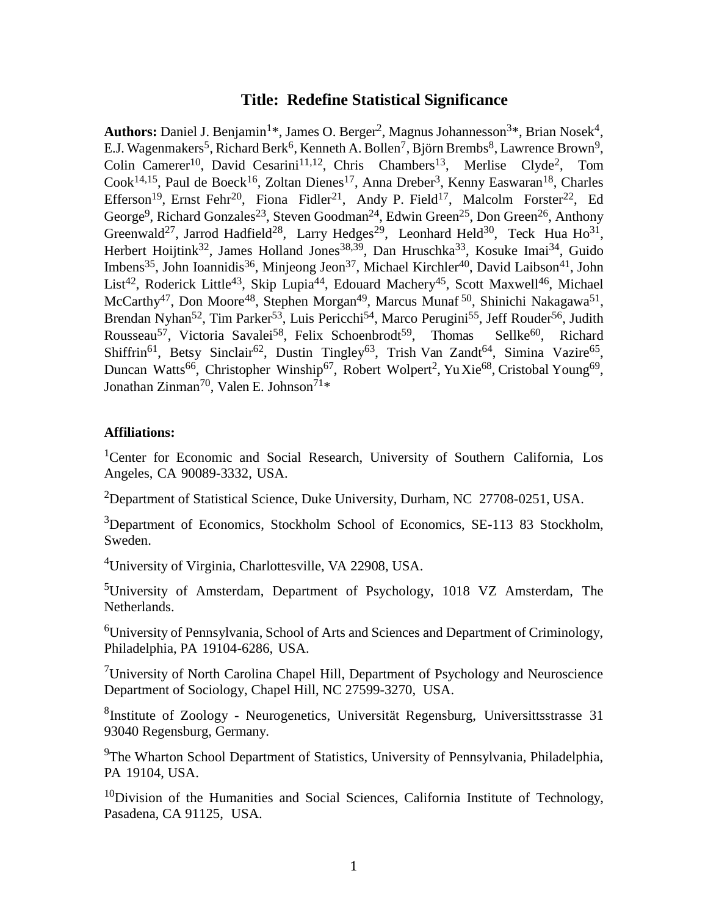# Title: Redefine Statistical Significance

**Authors:** Daniel J. Benjamin[1]*, James O. Berger[2], Magnus Johannesson[3]*, Brian Nosek[4], E.J. Wagenmakers[5], Richard Berk[6], Kenneth A. Bollen[7], Björn Brembs[8], Lawrence Brown[9], Colin Camerer[10], David Cesarini[11,12], Chris Chambers[13], Merlise Clyde[2], Tom Cook[14,15], Paul de Boeck[16], Zoltan Dienes[17], Anna Dreber[3], Kenny Easwaran[18], Charles Efferson[19], Ernst Fehr[20], Fiona Fidler[21], Andy P. Field[17], Malcolm Forster[22], Ed George[9], Richard Gonzales[23], Steven Goodman[24], Edwin Green[25], Don Green[26], Anthony Greenwald[27], Jarrod Hadfield[28], Larry Hedges[29], Leonhard Held[30], Teck Hua Ho[31], Herbert Hoijtink[32], James Holland Jones[38,39], Dan Hruschka[33], Kosuke Imai[34], Guido Imbens[35], John Ioannidis[36], Minjeong Jeon[37], Michael Kirchler[40], David Laibson[41], John List[42], Roderick Little[43], Skip Lupia[44], Edouard Machery[45], Scott Maxwell[46], Michael McCarthy[47], Don Moore[48], Stephen Morgan[49], Marcus Munaf [50], Shinichi Nakagawa[51], Brendan Nyhan[52], Tim Parker[53], Luis Pericchi[54], Marco Perugini[55], Jeff Rouder[56], Judith Rousseau[57], Victoria Savalei[58], Felix Schoenbrodt[59], Thomas Sellke[60], Richard Shiffrin[61], Betsy Sinclair[62], Dustin Tingley[63], Trish Van Zandt[64], Simina Vazire[65], Duncan Watts[66], Christopher Winship[67], Robert Wolpert[2], Yu Xie[68], Cristobal Young[69], Jonathan Zinman[70], Valen E. Johnson[71]*

**Affiliations:**

[1]Center for Economic and Social Research, University of Southern California, Los Angeles, CA 90089-3332, USA.

[2]Department of Statistical Science, Duke University, Durham, NC 27708-0251, USA.

[3]Department of Economics, Stockholm School of Economics, SE-113 83 Stockholm, Sweden.

[4]University of Virginia, Charlottesville, VA 22908, USA.

[5]University of Amsterdam, Department of Psychology, 1018 VZ Amsterdam, The Netherlands.

[6]University of Pennsylvania, School of Arts and Sciences and Department of Criminology, Philadelphia, PA 19104-6286, USA.

[7]University of North Carolina Chapel Hill, Department of Psychology and Neuroscience Department of Sociology, Chapel Hill, NC 27599-3270, USA.

[8]Institute of Zoology - Neurogenetics, Universität Regensburg, Universitsstrasse 31 93040 Regensburg, Germany.

[9]The Wharton School Department of Statistics, University of Pennsylvania, Philadelphia, PA 19104, USA.

[10]Division of the Humanities and Social Sciences, California Institute of Technology, Pasadena, CA 91125, USA.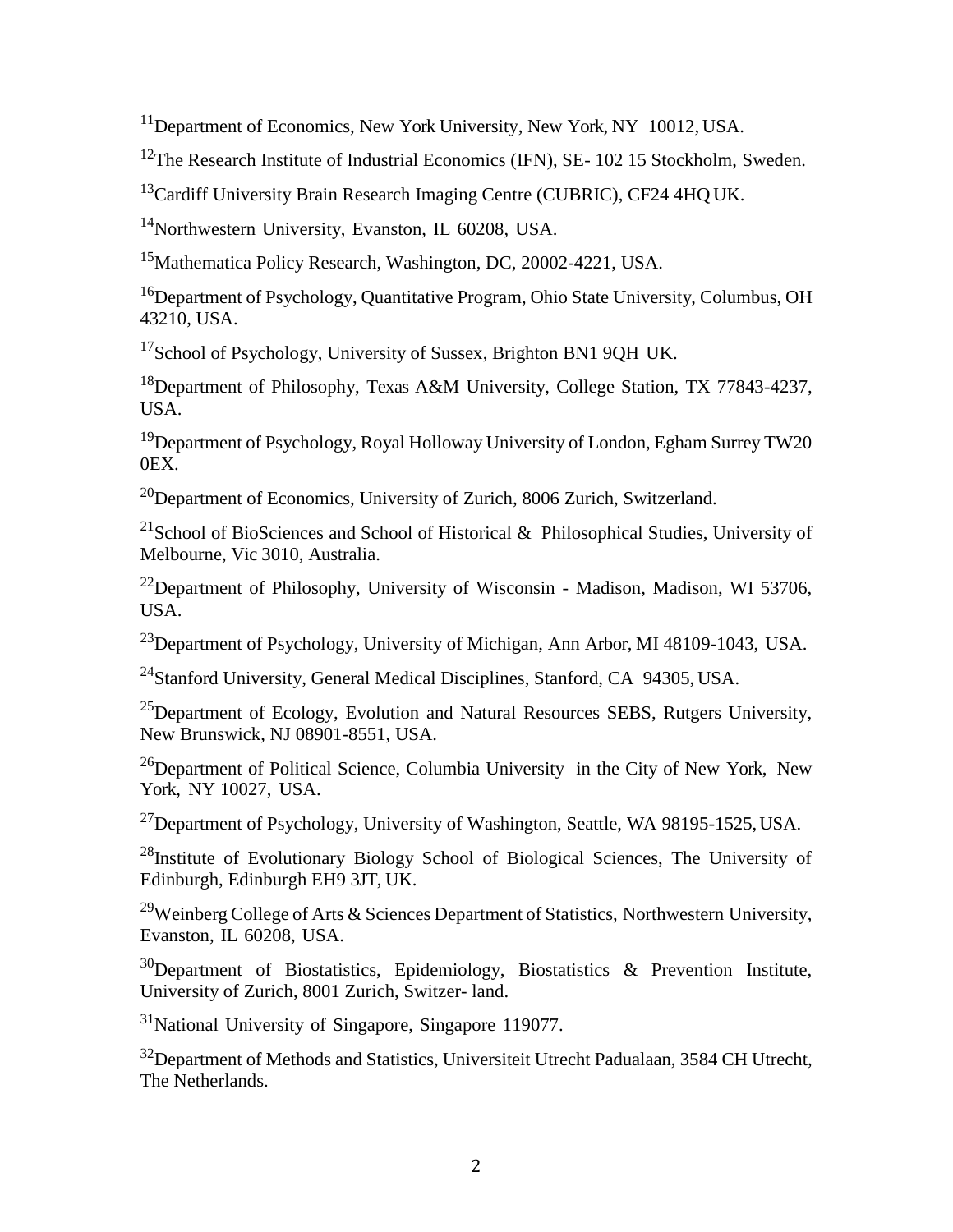[11]Department of Economics, New York University, New York, NY 10012, USA.

[12]The Research Institute of Industrial Economics (IFN), SE- 102 15 Stockholm, Sweden.

[13]Cardiff University Brain Research Imaging Centre (CUBRIC), CF24 4HQ UK.

[14]Northwestern University, Evanston, IL 60208, USA.

[15]Mathematica Policy Research, Washington, DC, 20002-4221, USA.

[16]Department of Psychology, Quantitative Program, Ohio State University, Columbus, OH 43210, USA.

[17]School of Psychology, University of Sussex, Brighton BN1 9QH UK.

[18]Department of Philosophy, Texas A&M University, College Station, TX 77843-4237, USA.

[19]Department of Psychology, Royal Holloway University of London, Egham Surrey TW20 0EX.

[20]Department of Economics, University of Zurich, 8006 Zurich, Switzerland.

[21]School of BioSciences and School of Historical & Philosophical Studies, University of Melbourne, Vic 3010, Australia.

[22]Department of Philosophy, University of Wisconsin - Madison, Madison, WI 53706, USA.

[23]Department of Psychology, University of Michigan, Ann Arbor, MI 48109-1043, USA.

[24]Stanford University, General Medical Disciplines, Stanford, CA 94305, USA.

[25]Department of Ecology, Evolution and Natural Resources SEBS, Rutgers University, New Brunswick, NJ 08901-8551, USA.

[26]Department of Political Science, Columbia University in the City of New York, New York, NY 10027, USA.

[27]Department of Psychology, University of Washington, Seattle, WA 98195-1525, USA.

[28]Institute of Evolutionary Biology School of Biological Sciences, The University of Edinburgh, Edinburgh EH9 3JT, UK.

[29]Weinberg College of Arts & Sciences Department of Statistics, Northwestern University, Evanston, IL 60208, USA.

[30]Department of Biostatistics, Epidemiology, Biostatistics & Prevention Institute, University of Zurich, 8001 Zurich, Switzer- land.

[31]National University of Singapore, Singapore 119077.

[32]Department of Methods and Statistics, Universiteit Utrecht Padualaan, 3584 CH Utrecht, The Netherlands.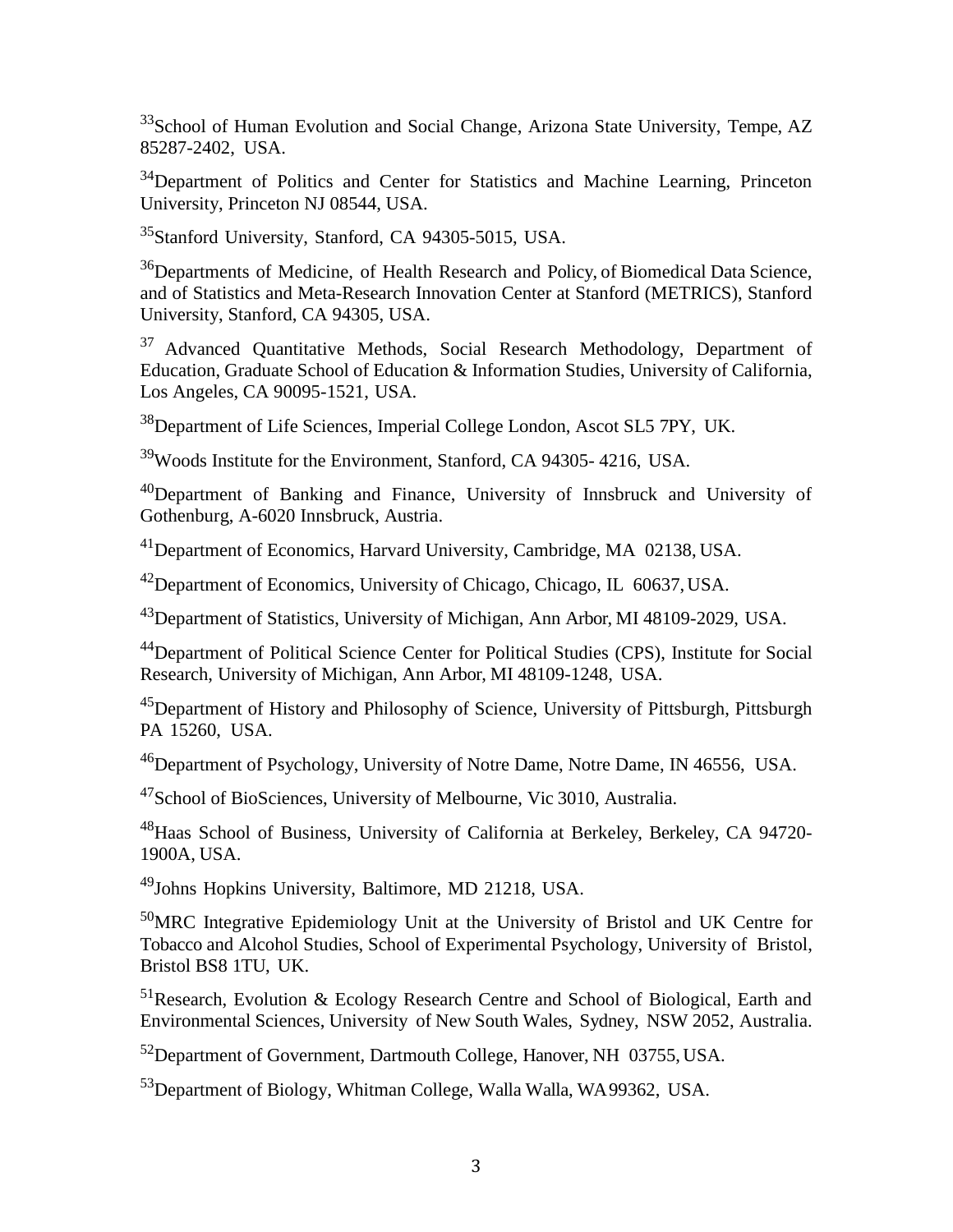[33]School of Human Evolution and Social Change, Arizona State University, Tempe, AZ 85287-2402, USA.

[34]Department of Politics and Center for Statistics and Machine Learning, Princeton University, Princeton NJ 08544, USA.

[35]Stanford University, Stanford, CA 94305-5015, USA.

[36]Departments of Medicine, of Health Research and Policy, of Biomedical Data Science, and of Statistics and Meta-Research Innovation Center at Stanford (METRICS), Stanford University, Stanford, CA 94305, USA.

[37] Advanced Quantitative Methods, Social Research Methodology, Department of Education, Graduate School of Education & Information Studies, University of California, Los Angeles, CA 90095-1521, USA.

[38]Department of Life Sciences, Imperial College London, Ascot SL5 7PY, UK.

[39]Woods Institute for the Environment, Stanford, CA 94305- 4216, USA.

[40]Department of Banking and Finance, University of Innsbruck and University of Gothenburg, A-6020 Innsbruck, Austria.

[41]Department of Economics, Harvard University, Cambridge, MA 02138, USA.

[42]Department of Economics, University of Chicago, Chicago, IL 60637, USA.

[43]Department of Statistics, University of Michigan, Ann Arbor, MI 48109-2029, USA.

[44]Department of Political Science Center for Political Studies (CPS), Institute for Social Research, University of Michigan, Ann Arbor, MI 48109-1248, USA.

[45]Department of History and Philosophy of Science, University of Pittsburgh, Pittsburgh PA 15260, USA.

[46]Department of Psychology, University of Notre Dame, Notre Dame, IN 46556, USA.

[47]School of BioSciences, University of Melbourne, Vic 3010, Australia.

[48]Haas School of Business, University of California at Berkeley, Berkeley, CA 94720-1900A, USA.

[49]Johns Hopkins University, Baltimore, MD 21218, USA.

[50]MRC Integrative Epidemiology Unit at the University of Bristol and UK Centre for Tobacco and Alcohol Studies, School of Experimental Psychology, University of Bristol, Bristol BS8 1TU, UK.

[51]Research, Evolution & Ecology Research Centre and School of Biological, Earth and Environmental Sciences, University of New South Wales, Sydney, NSW 2052, Australia.

[52]Department of Government, Dartmouth College, Hanover, NH 03755, USA.

[53]Department of Biology, Whitman College, Walla Walla, WA 99362, USA.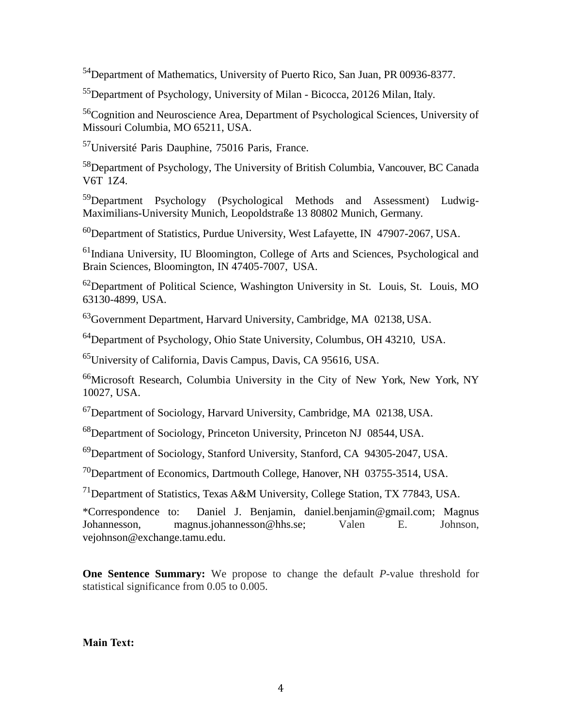[54]Department of Mathematics, University of Puerto Rico, San Juan, PR 00936-8377.

[55]Department of Psychology, University of Milan - Bicocca, 20126 Milan, Italy.

[56]Cognition and Neuroscience Area, Department of Psychological Sciences, University of Missouri Columbia, MO 65211, USA.

[57]Université Paris Dauphine, 75016 Paris, France.

[58]Department of Psychology, The University of British Columbia, Vancouver, BC Canada V6T 1Z4.

[59]Department Psychology (Psychological Methods and Assessment) Ludwig-Maximilians-University Munich, Leopoldstraße 13 80802 Munich, Germany.

[60]Department of Statistics, Purdue University, West Lafayette, IN 47907-2067, USA.

[61]Indiana University, IU Bloomington, College of Arts and Sciences, Psychological and Brain Sciences, Bloomington, IN 47405-7007, USA.

[62]Department of Political Science, Washington University in St. Louis, St. Louis, MO 63130-4899, USA.

[63]Government Department, Harvard University, Cambridge, MA 02138, USA.

[64]Department of Psychology, Ohio State University, Columbus, OH 43210, USA.

[65]University of California, Davis Campus, Davis, CA 95616, USA.

[66]Microsoft Research, Columbia University in the City of New York, New York, NY 10027, USA.

[67]Department of Sociology, Harvard University, Cambridge, MA 02138, USA.

[68]Department of Sociology, Princeton University, Princeton NJ 08544, USA.

[69]Department of Sociology, Stanford University, Stanford, CA 94305-2047, USA.

[70]Department of Economics, Dartmouth College, Hanover, NH 03755-3514, USA.

[71]Department of Statistics, Texas A&M University, College Station, TX 77843, USA.

*Correspondence to: Daniel J. Benjamin, daniel.benjamin@gmail.com; Magnus Johannesson, magnus.johannesson@hhs.se; Valen E. Johnson, vejohnson@exchange.tamu.edu.

**One Sentence Summary:** We propose to change the default *P*-value threshold for statistical significance from 0.05 to 0.005.

**Main Text:**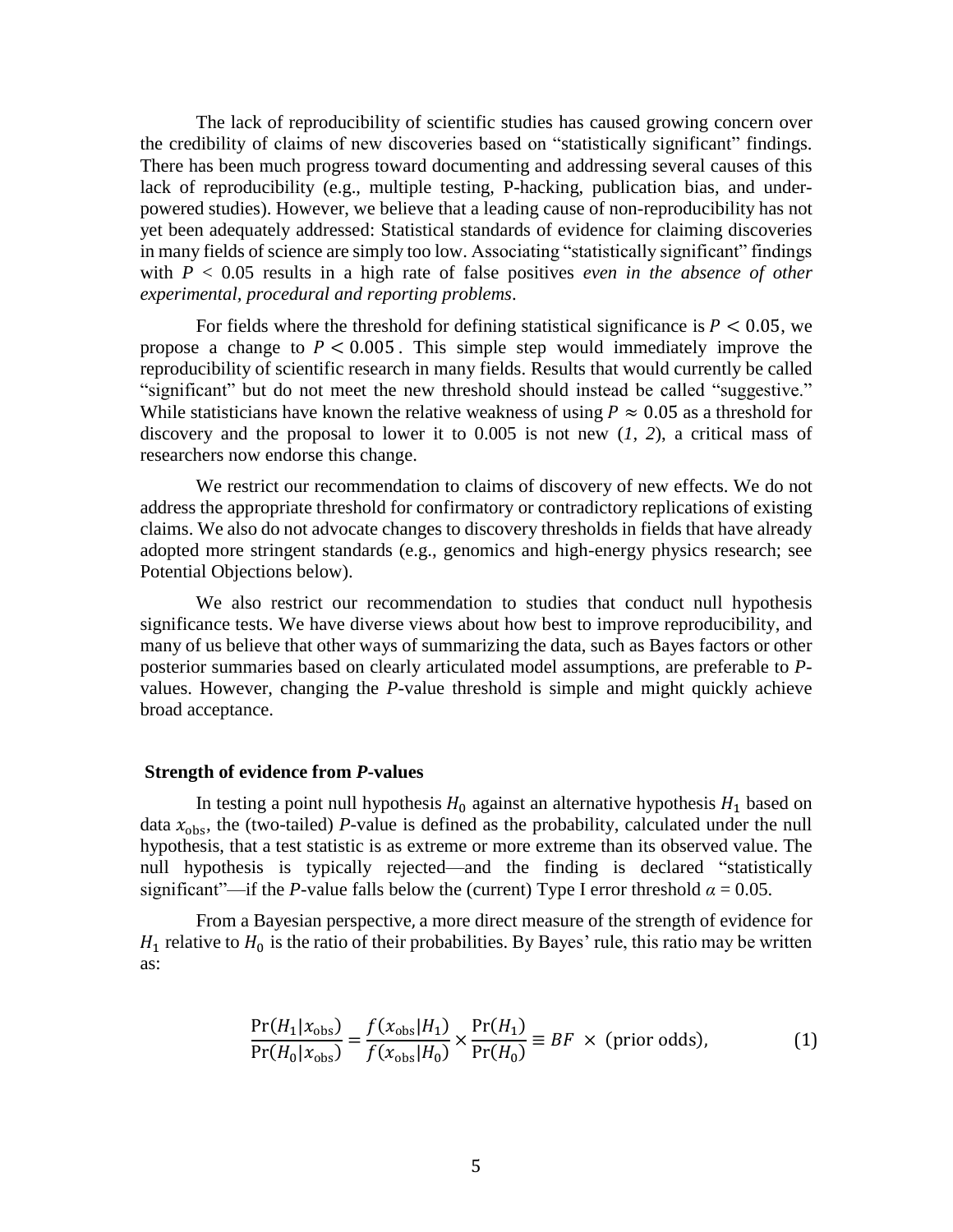The lack of reproducibility of scientific studies has caused growing concern over the credibility of claims of new discoveries based on "statistically significant" findings. There has been much progress toward documenting and addressing several causes of this lack of reproducibility (e.g., multiple testing, P-hacking, publication bias, and under-powered studies). However, we believe that a leading cause of non-reproducibility has not yet been adequately addressed: Statistical standards of evidence for claiming discoveries in many fields of science are simply too low. Associating "statistically significant" findings with $P < 0.05$ results in a high rate of false positives *even in the absence of other experimental, procedural and reporting problems*.

For fields where the threshold for defining statistical significance is $P < 0.05$, we propose a change to $P < 0.005$. This simple step would immediately improve the reproducibility of scientific research in many fields. Results that would currently be called "significant" but do not meet the new threshold should instead be called "suggestive." While statisticians have known the relative weakness of using $P \approx 0.05$ as a threshold for discovery and the proposal to lower it to 0.005 is not new (*1, 2*), a critical mass of researchers now endorse this change.

We restrict our recommendation to claims of discovery of new effects. We do not address the appropriate threshold for confirmatory or contradictory replications of existing claims. We also do not advocate changes to discovery thresholds in fields that have already adopted more stringent standards (e.g., genomics and high-energy physics research; see Potential Objections below).

We also restrict our recommendation to studies that conduct null hypothesis significance tests. We have diverse views about how best to improve reproducibility, and many of us believe that other ways of summarizing the data, such as Bayes factors or other posterior summaries based on clearly articulated model assumptions, are preferable to *P*-values. However, changing the *P*-value threshold is simple and might quickly achieve broad acceptance.

## Strength of evidence from *P*-values

In testing a point null hypothesis $H_0$ against an alternative hypothesis $H_1$ based on data $x_{\text{obs}}$, the (two-tailed) *P*-value is defined as the probability, calculated under the null hypothesis, that a test statistic is as extreme or more extreme than its observed value. The null hypothesis is typically rejected—and the finding is declared "statistically significant"—if the *P*-value falls below the (current) Type I error threshold $\alpha = 0.05$.

From a Bayesian perspective, a more direct measure of the strength of evidence for $H_1$ relative to $H_0$ is the ratio of their probabilities. By Bayes' rule, this ratio may be written as:

$$\frac{\Pr(H_1|x_{\text{obs}})}{\Pr(H_0|x_{\text{obs}})} = \frac{f(x_{\text{obs}}|H_1)}{f(x_{\text{obs}}|H_0)} \times \frac{\Pr(H_1)}{\Pr(H_0)} \equiv BF \times \text{(prior odds)}, \qquad (1)$$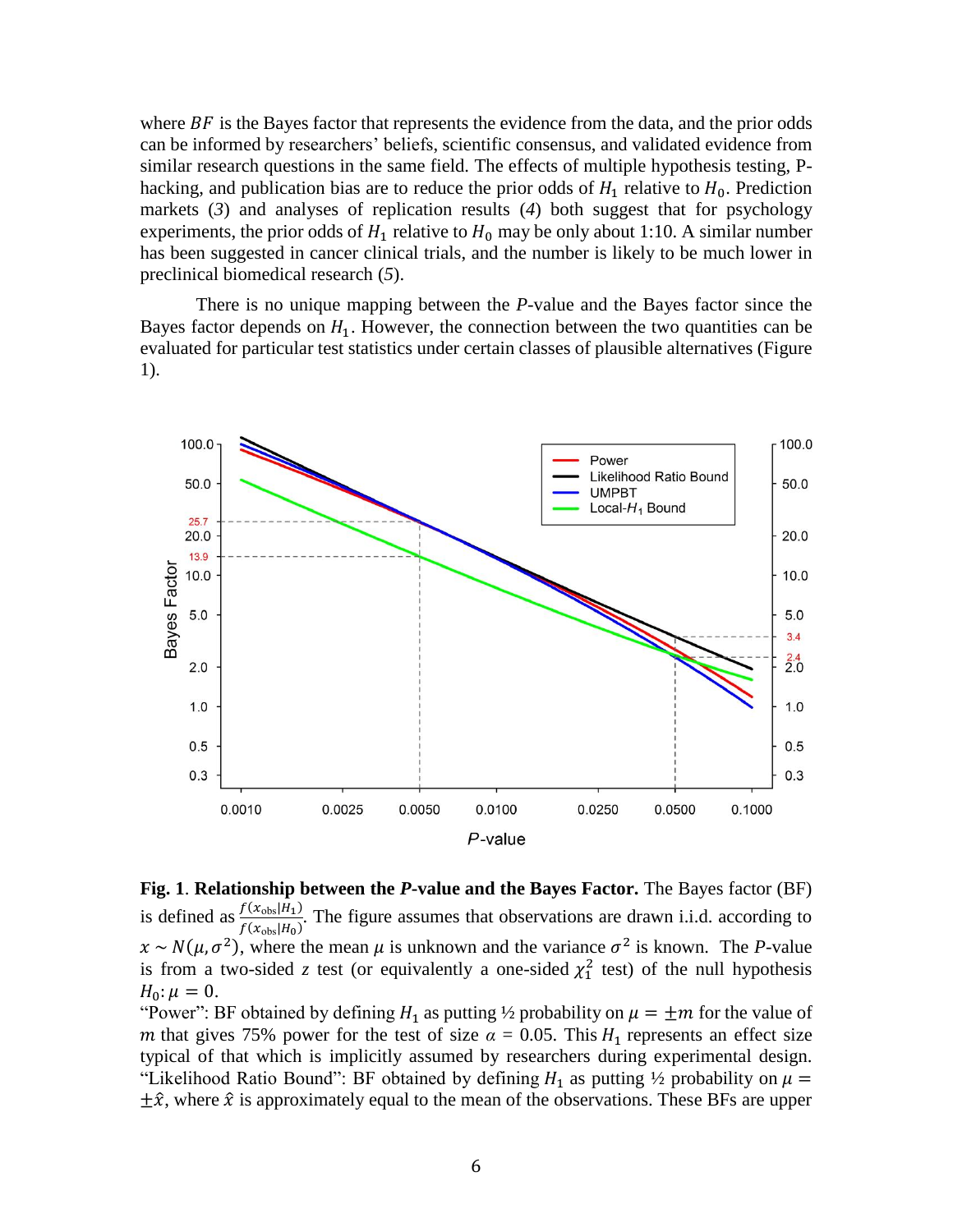where $BF$ is the Bayes factor that represents the evidence from the data, and the prior odds can be informed by researchers' beliefs, scientific consensus, and validated evidence from similar research questions in the same field. The effects of multiple hypothesis testing, P-hacking, and publication bias are to reduce the prior odds of $H_1$ relative to $H_0$. Prediction markets (*3*) and analyses of replication results (*4*) both suggest that for psychology experiments, the prior odds of $H_1$ relative to $H_0$ may be only about 1:10. A similar number has been suggested in cancer clinical trials, and the number is likely to be much lower in preclinical biomedical research (*5*).

There is no unique mapping between the *P*-value and the Bayes factor since the Bayes factor depends on $H_1$. However, the connection between the two quantities can be evaluated for particular test statistics under certain classes of plausible alternatives (Figure 1).

**Fig. 1**. **Relationship between the *P*-value and the Bayes Factor.** The Bayes factor (BF) is defined as $\frac{f(x_{\text{obs}}|H_1)}{f(x_{\text{obs}}|H_0)}$. The figure assumes that observations are drawn i.i.d. according to $x \sim N(\mu, \sigma^2)$, where the mean $\mu$ is unknown and the variance $\sigma^2$ is known. The *P*-value is from a two-sided $z$ test (or equivalently a one-sided $\chi^2_1$ test) of the null hypothesis $H_0\colon \mu = 0$.

"Power": BF obtained by defining $H_1$ as putting ½ probability on $\mu = \pm m$ for the value of $m$ that gives 75% power for the test of size $\alpha$ = 0.05. This $H_1$ represents an effect size typical of that which is implicitly assumed by researchers during experimental design. "Likelihood Ratio Bound": BF obtained by defining $H_1$ as putting ½ probability on $\mu = \pm\hat{x}$, where $\hat{x}$ is approximately equal to the mean of the observations. These BFs are upper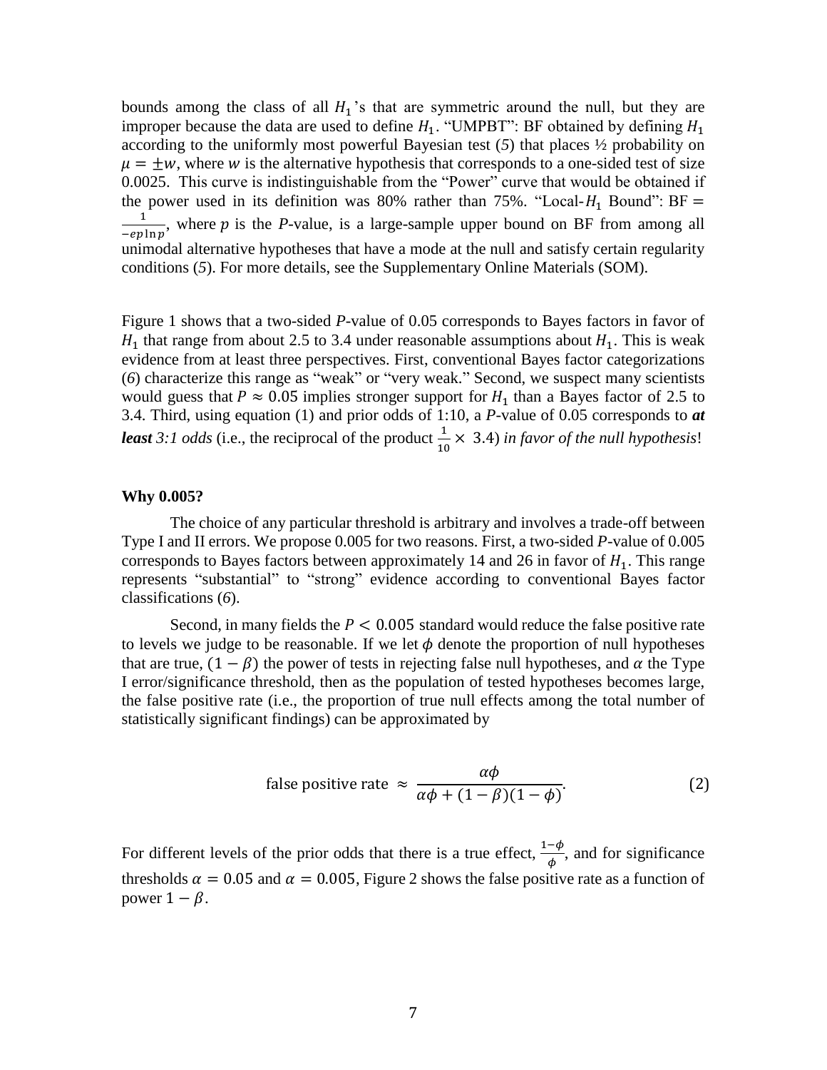bounds among the class of all $H_1$'s that are symmetric around the null, but they are improper because the data are used to define $H_1$. "UMPBT": BF obtained by defining $H_1$ according to the uniformly most powerful Bayesian test (*5*) that places ½ probability on $\mu = \pm w$, where $w$ is the alternative hypothesis that corresponds to a one-sided test of size 0.0025. This curve is indistinguishable from the "Power" curve that would be obtained if the power used in its definition was 80% rather than 75%. "Local-$H_1$ Bound": BF = $\frac{1}{-ep\ln p}$, where $p$ is the *P*-value, is a large-sample upper bound on BF from among all unimodal alternative hypotheses that have a mode at the null and satisfy certain regularity conditions (*5*). For more details, see the Supplementary Online Materials (SOM).

Figure 1 shows that a two-sided *P*-value of 0.05 corresponds to Bayes factors in favor of $H_1$ that range from about 2.5 to 3.4 under reasonable assumptions about $H_1$. This is weak evidence from at least three perspectives. First, conventional Bayes factor categorizations (*6*) characterize this range as "weak" or "very weak." Second, we suspect many scientists would guess that $P \approx 0.05$ implies stronger support for $H_1$ than a Bayes factor of 2.5 to 3.4. Third, using equation (1) and prior odds of 1:10, a *P*-value of 0.05 corresponds to ***at least*** *3:1 odds* (i.e., the reciprocal of the product $\frac{1}{10} \times 3.4$) *in favor of the null hypothesis*!

**Why 0.005?**

The choice of any particular threshold is arbitrary and involves a trade-off between Type I and II errors. We propose 0.005 for two reasons. First, a two-sided *P*-value of 0.005 corresponds to Bayes factors between approximately 14 and 26 in favor of $H_1$. This range represents "substantial" to "strong" evidence according to conventional Bayes factor classifications (*6*).

Second, in many fields the $P < 0.005$ standard would reduce the false positive rate to levels we judge to be reasonable. If we let $\phi$ denote the proportion of null hypotheses that are true, $(1 - \beta)$ the power of tests in rejecting false null hypotheses, and $\alpha$ the Type I error/significance threshold, then as the population of tested hypotheses becomes large, the false positive rate (i.e., the proportion of true null effects among the total number of statistically significant findings) can be approximated by

$$\text{false positive rate} \approx \frac{\alpha\phi}{\alpha\phi + (1-\beta)(1-\phi)}. \qquad (2)$$

For different levels of the prior odds that there is a true effect, $\frac{1-\phi}{\phi}$, and for significance thresholds $\alpha = 0.05$ and $\alpha = 0.005$, Figure 2 shows the false positive rate as a function of power $1 - \beta$.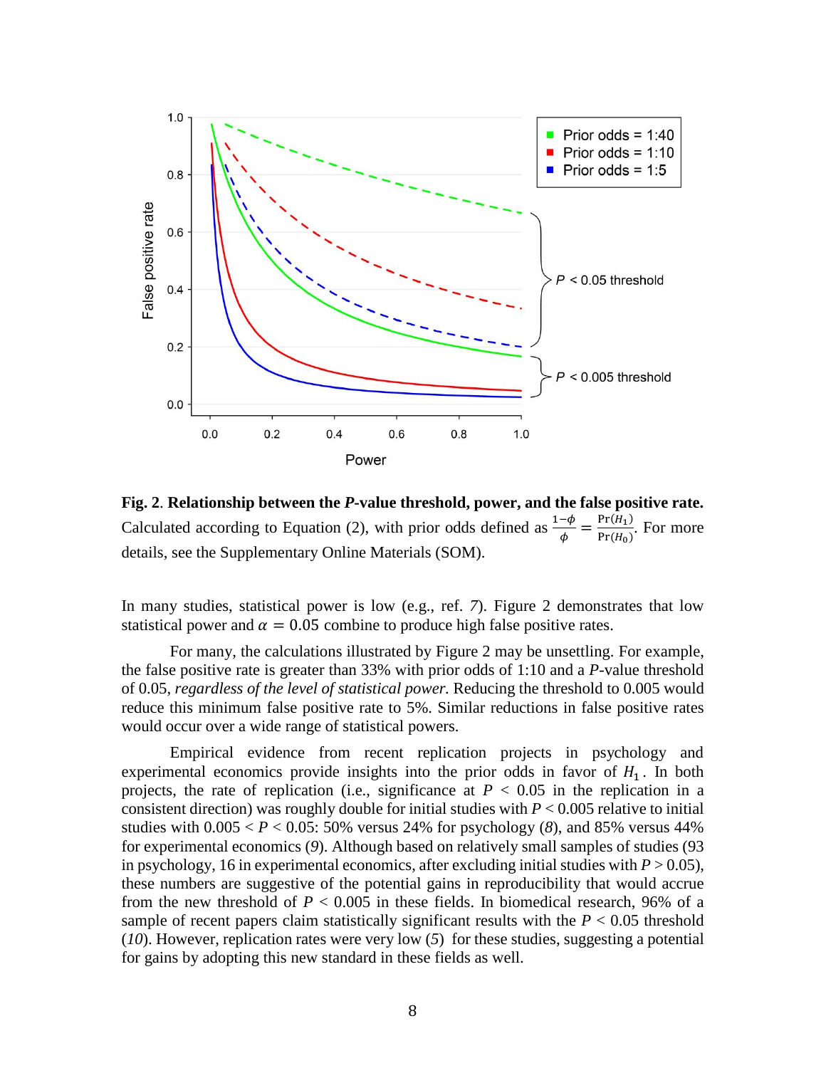**Fig. 2**. **Relationship between the *P*-value threshold, power, and the false positive rate.** Calculated according to Equation (2), with prior odds defined as $\frac{1-\phi}{\phi} = \frac{\Pr(H_1)}{\Pr(H_0)}$. For more details, see the Supplementary Online Materials (SOM).

In many studies, statistical power is low (e.g., ref. *7*). Figure 2 demonstrates that low statistical power and $\alpha = 0.05$ combine to produce high false positive rates.

For many, the calculations illustrated by Figure 2 may be unsettling. For example, the false positive rate is greater than 33% with prior odds of 1:10 and a *P*-value threshold of 0.05, *regardless of the level of statistical power*. Reducing the threshold to 0.005 would reduce this minimum false positive rate to 5%. Similar reductions in false positive rates would occur over a wide range of statistical powers.

Empirical evidence from recent replication projects in psychology and experimental economics provide insights into the prior odds in favor of $H_1$. In both projects, the rate of replication (i.e., significance at $P < 0.05$ in the replication in a consistent direction) was roughly double for initial studies with $P < 0.005$ relative to initial studies with $0.005 < P < 0.05$: 50% versus 24% for psychology (*8*), and 85% versus 44% for experimental economics (*9*). Although based on relatively small samples of studies (93 in psychology, 16 in experimental economics, after excluding initial studies with $P > 0.05$), these numbers are suggestive of the potential gains in reproducibility that would accrue from the new threshold of $P < 0.005$ in these fields. In biomedical research, 96% of a sample of recent papers claim statistically significant results with the $P < 0.05$ threshold (*10*). However, replication rates were very low (*5*) for these studies, suggesting a potential for gains by adopting this new standard in these fields as well.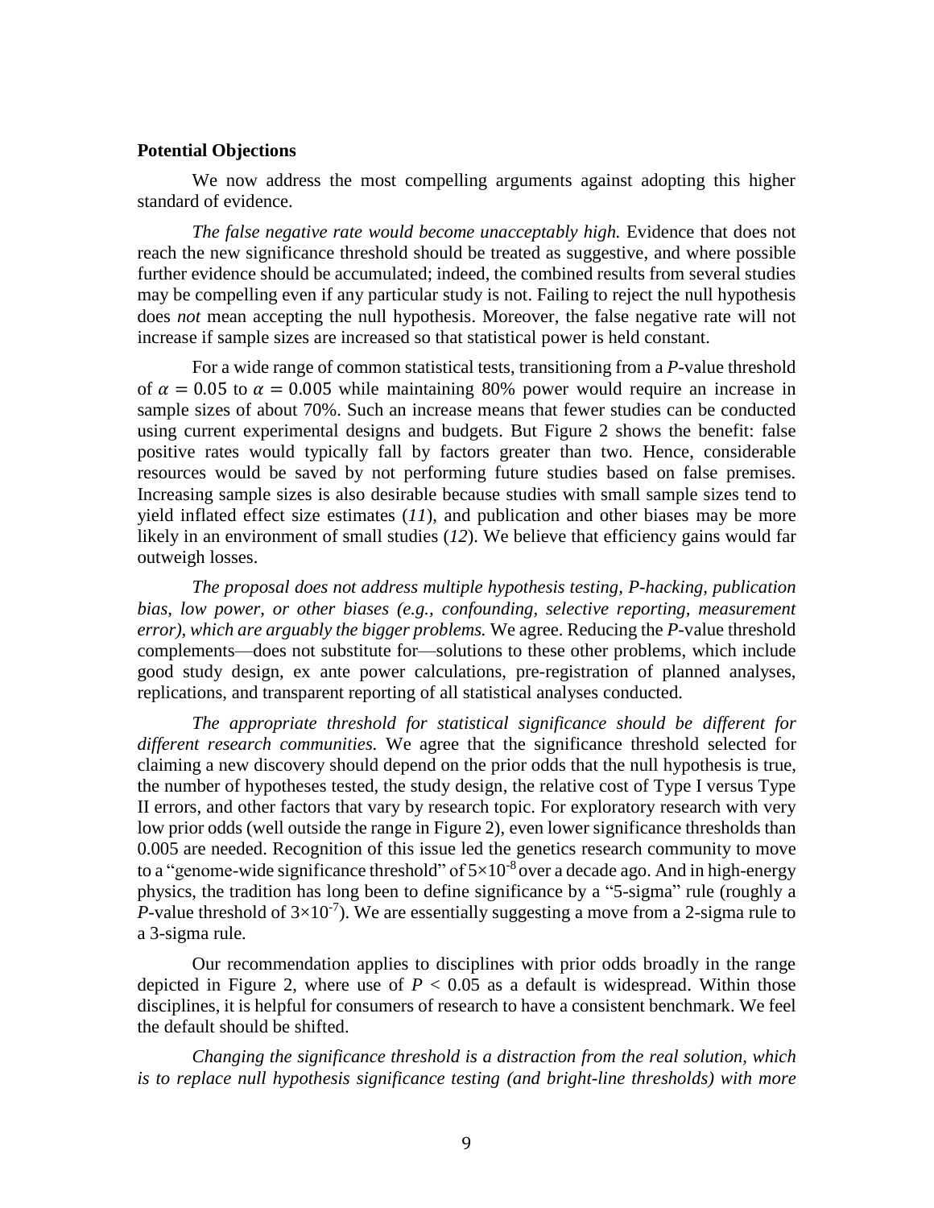### Potential Objections

We now address the most compelling arguments against adopting this higher standard of evidence.

*The false negative rate would become unacceptably high.* Evidence that does not reach the new significance threshold should be treated as suggestive, and where possible further evidence should be accumulated; indeed, the combined results from several studies may be compelling even if any particular study is not. Failing to reject the null hypothesis does *not* mean accepting the null hypothesis. Moreover, the false negative rate will not increase if sample sizes are increased so that statistical power is held constant.

For a wide range of common statistical tests, transitioning from a *P*-value threshold of $\alpha = 0.05$ to $\alpha = 0.005$ while maintaining 80% power would require an increase in sample sizes of about 70%. Such an increase means that fewer studies can be conducted using current experimental designs and budgets. But Figure 2 shows the benefit: false positive rates would typically fall by factors greater than two. Hence, considerable resources would be saved by not performing future studies based on false premises. Increasing sample sizes is also desirable because studies with small sample sizes tend to yield inflated effect size estimates (*11*), and publication and other biases may be more likely in an environment of small studies (*12*). We believe that efficiency gains would far outweigh losses.

*The proposal does not address multiple hypothesis testing, P-hacking, publication bias, low power, or other biases (e.g., confounding, selective reporting, measurement error), which are arguably the bigger problems.* We agree. Reducing the *P*-value threshold complements—does not substitute for—solutions to these other problems, which include good study design, ex ante power calculations, pre-registration of planned analyses, replications, and transparent reporting of all statistical analyses conducted.

*The appropriate threshold for statistical significance should be different for different research communities.* We agree that the significance threshold selected for claiming a new discovery should depend on the prior odds that the null hypothesis is true, the number of hypotheses tested, the study design, the relative cost of Type I versus Type II errors, and other factors that vary by research topic. For exploratory research with very low prior odds (well outside the range in Figure 2), even lower significance thresholds than 0.005 are needed. Recognition of this issue led the genetics research community to move to a "genome-wide significance threshold" of $5 \times 10^{-8}$ over a decade ago. And in high-energy physics, the tradition has long been to define significance by a "5-sigma" rule (roughly a *P*-value threshold of $3 \times 10^{-7}$). We are essentially suggesting a move from a 2-sigma rule to a 3-sigma rule.

Our recommendation applies to disciplines with prior odds broadly in the range depicted in Figure 2, where use of $P < 0.05$ as a default is widespread. Within those disciplines, it is helpful for consumers of research to have a consistent benchmark. We feel the default should be shifted.

*Changing the significance threshold is a distraction from the real solution, which is to replace null hypothesis significance testing (and bright-line thresholds) with more*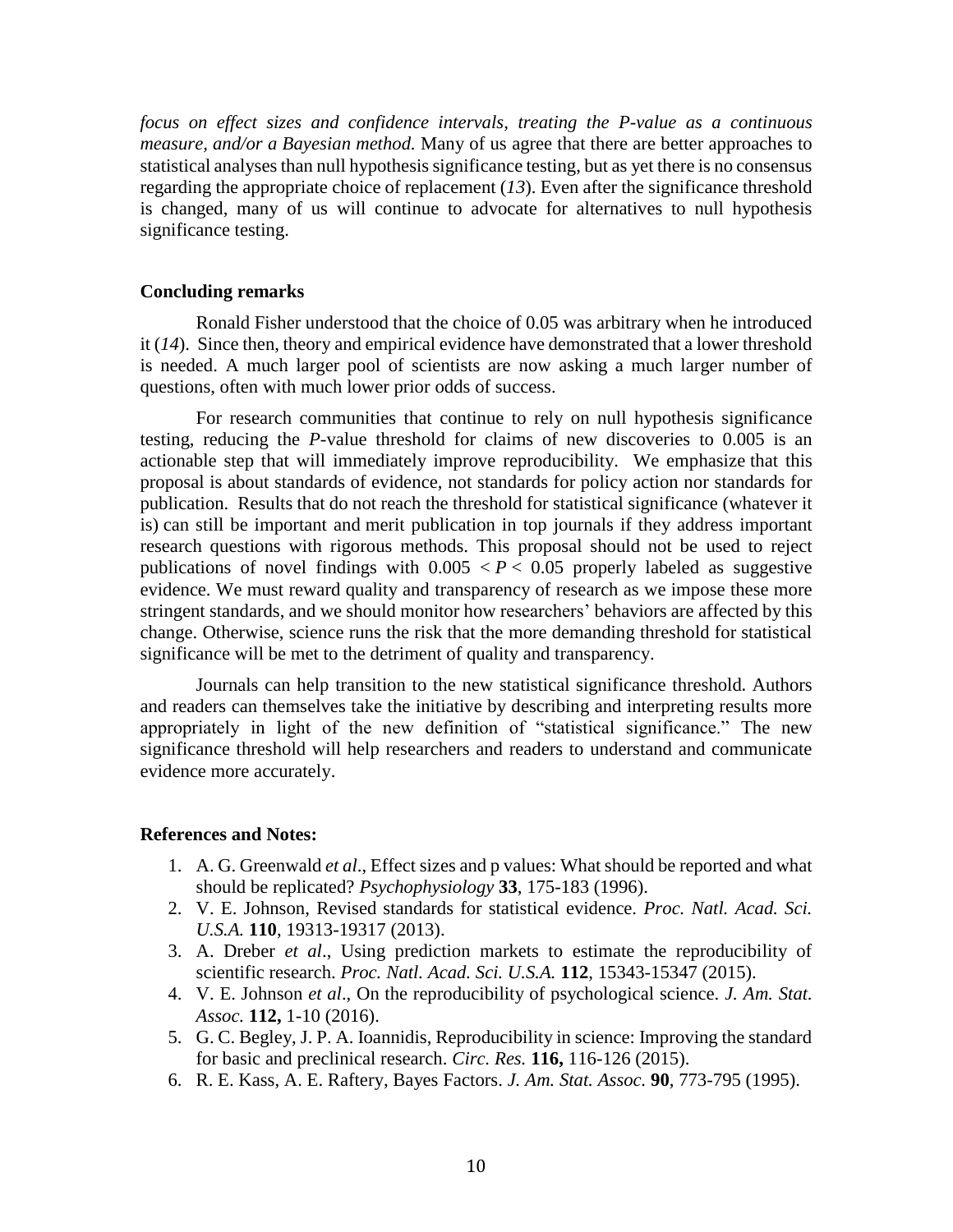*focus on effect sizes and confidence intervals, treating the P-value as a continuous measure, and/or a Bayesian method.* Many of us agree that there are better approaches to statistical analyses than null hypothesis significance testing, but as yet there is no consensus regarding the appropriate choice of replacement (*13*). Even after the significance threshold is changed, many of us will continue to advocate for alternatives to null hypothesis significance testing.

### Concluding remarks

Ronald Fisher understood that the choice of 0.05 was arbitrary when he introduced it (*14*). Since then, theory and empirical evidence have demonstrated that a lower threshold is needed. A much larger pool of scientists are now asking a much larger number of questions, often with much lower prior odds of success.

For research communities that continue to rely on null hypothesis significance testing, reducing the *P*-value threshold for claims of new discoveries to 0.005 is an actionable step that will immediately improve reproducibility. We emphasize that this proposal is about standards of evidence, not standards for policy action nor standards for publication. Results that do not reach the threshold for statistical significance (whatever it is) can still be important and merit publication in top journals if they address important research questions with rigorous methods. This proposal should not be used to reject publications of novel findings with $0.005 < P < 0.05$ properly labeled as suggestive evidence. We must reward quality and transparency of research as we impose these more stringent standards, and we should monitor how researchers' behaviors are affected by this change. Otherwise, science runs the risk that the more demanding threshold for statistical significance will be met to the detriment of quality and transparency.

Journals can help transition to the new statistical significance threshold. Authors and readers can themselves take the initiative by describing and interpreting results more appropriately in light of the new definition of "statistical significance." The new significance threshold will help researchers and readers to understand and communicate evidence more accurately.

### References and Notes:

1. A. G. Greenwald *et al*., Effect sizes and p values: What should be reported and what should be replicated? *Psychophysiology* **33**, 175-183 (1996).
2. V. E. Johnson, Revised standards for statistical evidence. *Proc. Natl. Acad. Sci. U.S.A.* **110**, 19313-19317 (2013).
3. A. Dreber *et al*., Using prediction markets to estimate the reproducibility of scientific research. *Proc. Natl. Acad. Sci. U.S.A.* **112**, 15343-15347 (2015).
4. V. E. Johnson *et al*., On the reproducibility of psychological science. *J. Am. Stat. Assoc.* **112,** 1-10 (2016).
5. G. C. Begley, J. P. A. Ioannidis, Reproducibility in science: Improving the standard for basic and preclinical research. *Circ. Res.* **116,** 116-126 (2015).
6. R. E. Kass, A. E. Raftery, Bayes Factors. *J. Am. Stat. Assoc.* **90**, 773-795 (1995).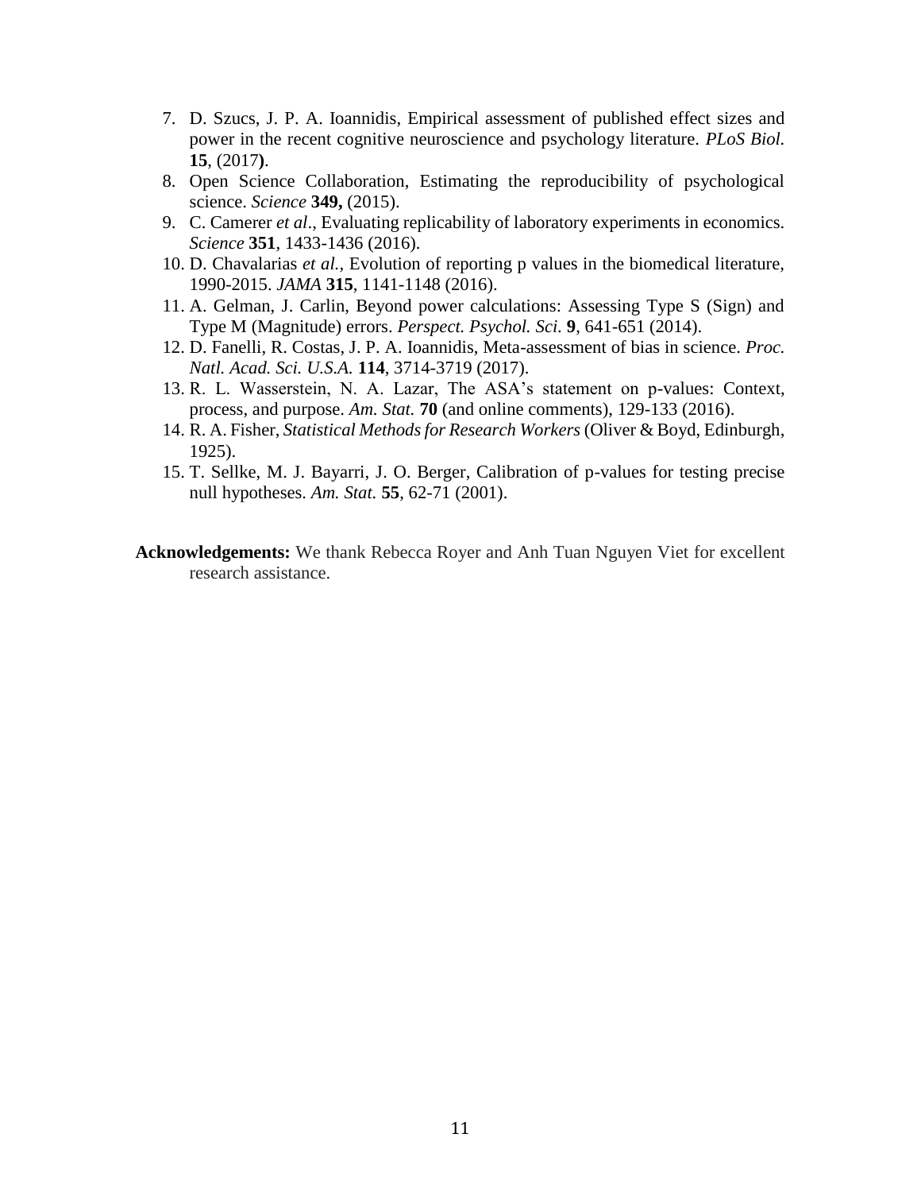7. D. Szucs, J. P. A. Ioannidis, Empirical assessment of published effect sizes and power in the recent cognitive neuroscience and psychology literature. *PLoS Biol.* **15**, (2017**)**.
8. Open Science Collaboration, Estimating the reproducibility of psychological science. *Science* **349,** (2015).
9. C. Camerer *et al*., Evaluating replicability of laboratory experiments in economics. *Science* **351**, 1433-1436 (2016).
10. D. Chavalarias *et al.,* Evolution of reporting p values in the biomedical literature, 1990-2015. *JAMA* **315**, 1141-1148 (2016).
11. A. Gelman, J. Carlin, Beyond power calculations: Assessing Type S (Sign) and Type M (Magnitude) errors. *Perspect. Psychol. Sci*. **9**, 641-651 (2014).
12. D. Fanelli, R. Costas, J. P. A. Ioannidis, Meta-assessment of bias in science. *Proc. Natl. Acad. Sci. U.S.A.* **114**, 3714-3719 (2017).
13. R. L. Wasserstein, N. A. Lazar, The ASA's statement on p-values: Context, process, and purpose. *Am. Stat.* **70** (and online comments), 129-133 (2016).
14. R. A. Fisher, *Statistical Methods for Research Workers* (Oliver & Boyd, Edinburgh, 1925).
15. T. Sellke, M. J. Bayarri, J. O. Berger, Calibration of p-values for testing precise null hypotheses. *Am. Stat.* **55**, 62-71 (2001).

**Acknowledgements:** We thank Rebecca Royer and Anh Tuan Nguyen Viet for excellent research assistance.